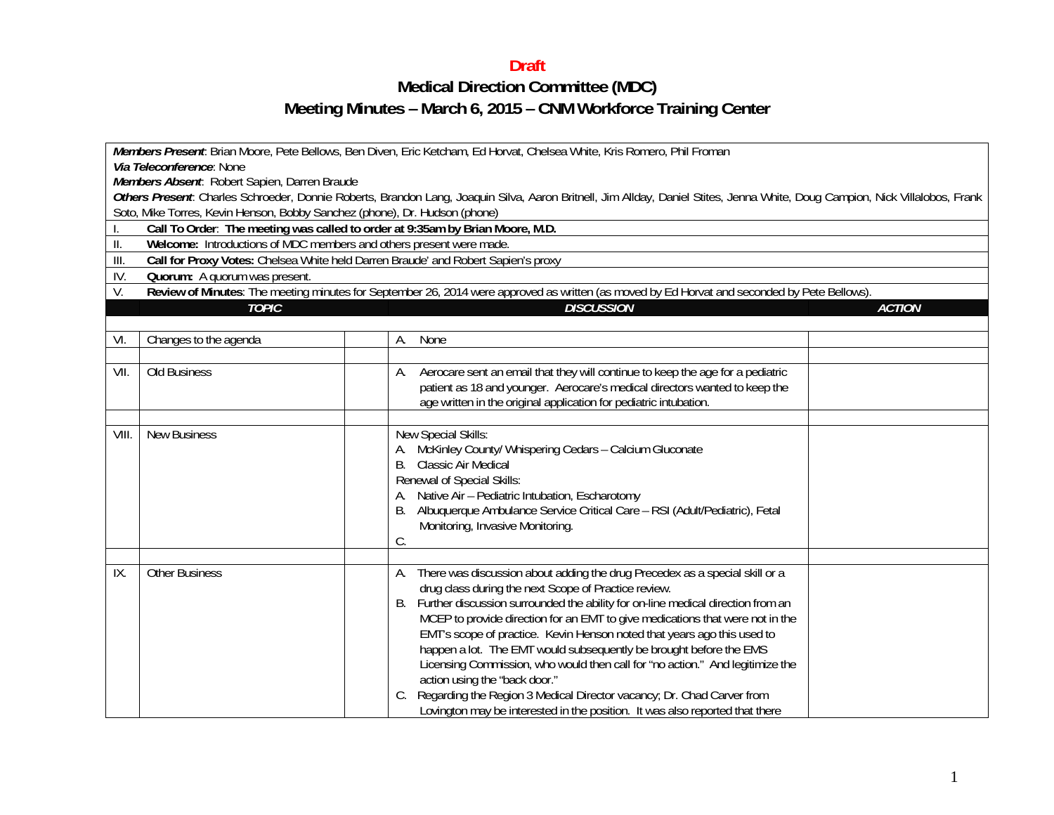**Draft**

# Medical Direction Committee (MDC)

## Meeting Minutes – March 6, 2015 – CNM Workforce Training Center

***Members Present***: Brian Moore, Pete Bellows, Ben Diven, Eric Ketcham, Ed Horvat, Chelsea White, Kris Romero, Phil Froman

***Via Teleconference***: None

***Members Absent***: Robert Sapien, Darren Braude

***Others Present***: Charles Schroeder, Donnie Roberts, Brandon Lang, Joaquin Silva, Aaron Britnell, Jim Allday, Daniel Stites, Jenna White, Doug Campion, Nick Villalobos, Frank Soto, Mike Torres, Kevin Henson, Bobby Sanchez (phone), Dr. Hudson (phone)

I. **Call To Order**: **The meeting was called to order at 9:35am by Brian Moore, M.D.**

II. **Welcome:** Introductions of MDC members and others present were made.

III. **Call for Proxy Votes:** Chelsea White held Darren Braude' and Robert Sapien's proxy

IV. **Quorum:** A quorum was present.

V. **Review of Minutes**: The meeting minutes for September 26, 2014 were approved as written (as moved by Ed Horvat and seconded by Pete Bellows).

| | *TOPIC* | *DISCUSSION* | *ACTION* |
|---|---|---|---|
| VI. | Changes to the agenda | A. None | |
| VII. | Old Business | A. Aerocare sent an email that they will continue to keep the age for a pediatric patient as 18 and younger. Aerocare's medical directors wanted to keep the age written in the original application for pediatric intubation. | |
| VIII. | New Business | New Special Skills:<br>A. McKinley County/ Whispering Cedars – Calcium Gluconate<br>B. Classic Air Medical<br>Renewal of Special Skills:<br>A. Native Air – Pediatric Intubation, Escharotomy<br>B. Albuquerque Ambulance Service Critical Care – RSI (Adult/Pediatric), Fetal Monitoring, Invasive Monitoring.<br>C. | |
| IX. | Other Business | A. There was discussion about adding the drug Precedex as a special skill or a drug class during the next Scope of Practice review.<br>B. Further discussion surrounded the ability for on-line medical direction from an MCEP to provide direction for an EMT to give medications that were not in the EMT's scope of practice. Kevin Henson noted that years ago this used to happen a lot. The EMT would subsequently be brought before the EMS Licensing Commission, who would then call for "no action." And legitimize the action using the "back door."<br>C. Regarding the Region 3 Medical Director vacancy; Dr. Chad Carver from Lovington may be interested in the position. It was also reported that there | |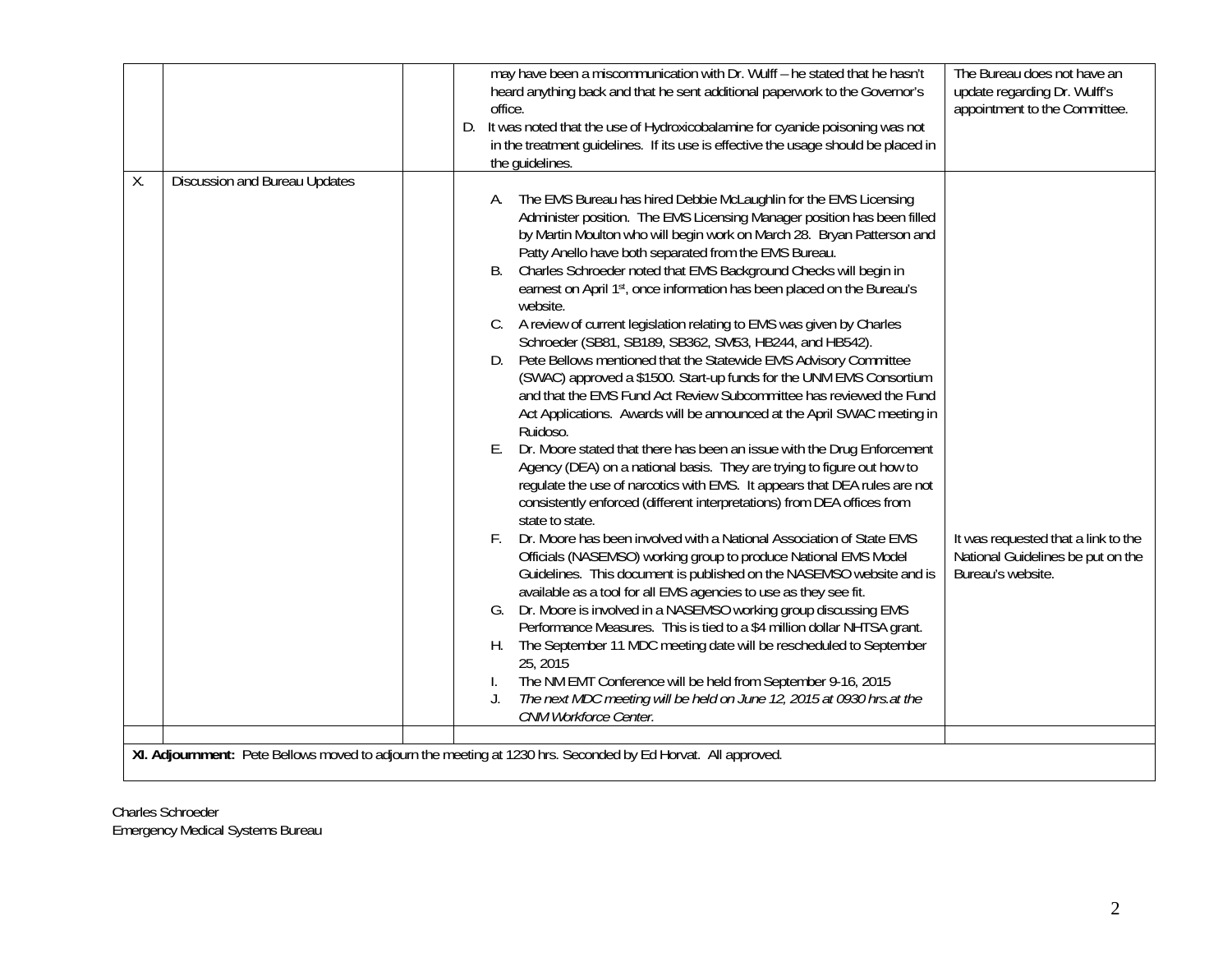| | | | | |
|---|---|---|---|---|
| | | | may have been a miscommunication with Dr. Wulff – he stated that he hasn't heard anything back and that he sent additional paperwork to the Governor's office.<br>D. It was noted that the use of Hydroxicobalamine for cyanide poisoning was not in the treatment guidelines. If its use is effective the usage should be placed in the guidelines. | The Bureau does not have an update regarding Dr. Wulff's appointment to the Committee. |
| X. | Discussion and Bureau Updates | | A. The EMS Bureau has hired Debbie McLaughlin for the EMS Licensing Administer position. The EMS Licensing Manager position has been filled by Martin Moulton who will begin work on March 28. Bryan Patterson and Patty Anello have both separated from the EMS Bureau.<br>B. Charles Schroeder noted that EMS Background Checks will begin in earnest on April 1st, once information has been placed on the Bureau's website.<br>C. A review of current legislation relating to EMS was given by Charles Schroeder (SB81, SB189, SB362, SM53, HB244, and HB542).<br>D. Pete Bellows mentioned that the Statewide EMS Advisory Committee (SWAC) approved a $1500. Start-up funds for the UNM EMS Consortium and that the EMS Fund Act Review Subcommittee has reviewed the Fund Act Applications. Awards will be announced at the April SWAC meeting in Ruidoso.<br>E. Dr. Moore stated that there has been an issue with the Drug Enforcement Agency (DEA) on a national basis. They are trying to figure out how to regulate the use of narcotics with EMS. It appears that DEA rules are not consistently enforced (different interpretations) from DEA offices from state to state.<br>F. Dr. Moore has been involved with a National Association of State EMS Officials (NASEMSO) working group to produce National EMS Model Guidelines. This document is published on the NASEMSO website and is available as a tool for all EMS agencies to use as they see fit.<br>G. Dr. Moore is involved in a NASEMSO working group discussing EMS Performance Measures. This is tied to a $4 million dollar NHTSA grant.<br>H. The September 11 MDC meeting date will be rescheduled to September 25, 2015<br>I. The NM EMT Conference will be held from September 9-16, 2015<br>J. *The next MDC meeting will be held on June 12, 2015 at 0930 hrs.at the CNM Workforce Center.* | It was requested that a link to the National Guidelines be put on the Bureau's website. |
| | | | | |
| **XI. Adjournment:** Pete Bellows moved to adjourn the meeting at 1230 hrs. Seconded by Ed Horvat. All approved. | | | | |

Charles Schroeder
Emergency Medical Systems Bureau